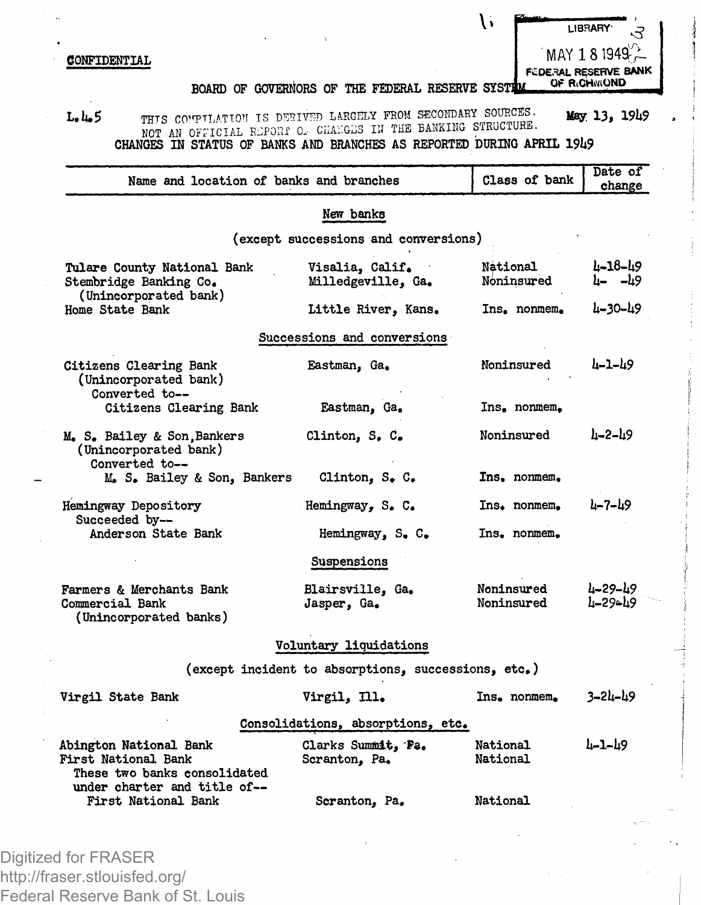CONFIDENTIAL

LIBRARY
MAY 18 1949
FEDERAL RESERVE BANK OF RICHMOND

BOARD OF GOVERNORS OF THE FEDERAL RESERVE SYSTEM

L.4.5 THIS COMPILATION IS DERIVED LARGELY FROM SECONDARY SOURCES. NOT AN OFFICIAL REPORT OF CHANGES IN THE BANKING STRUCTURE. May 13, 1949

## CHANGES IN STATUS OF BANKS AND BRANCHES AS REPORTED DURING APRIL 1949

| Name and location of banks and branches | | Class of bank | Date of change |
|---|---|---|---|
| **New banks** | | | |
| (except successions and conversions) | | | |
| Tulare County National Bank | Visalia, Calif. | National | 4-18-49 |
| Stembridge Banking Co. (Unincorporated bank) | Milledgeville, Ga. | Noninsured | 4- -49 |
| Home State Bank | Little River, Kans. | Ins. nonmem. | 4-30-49 |
| **Successions and conversions** | | | |
| Citizens Clearing Bank (Unincorporated bank) | Eastman, Ga. | Noninsured | 4-1-49 |
| Converted to-- Citizens Clearing Bank | Eastman, Ga. | Ins. nonmem. | |
| M. S. Bailey & Son, Bankers (Unincorporated bank) | Clinton, S. C. | Noninsured | 4-2-49 |
| Converted to-- M. S. Bailey & Son, Bankers | Clinton, S. C. | Ins. nonmem. | |
| Hemingway Depository | Hemingway, S. C. | Ins. nonmem. | 4-7-49 |
| Succeeded by-- Anderson State Bank | Hemingway, S. C. | Ins. nonmem. | |
| **Suspensions** | | | |
| Farmers & Merchants Bank | Blairsville, Ga. | Noninsured | 4-29-49 |
| Commercial Bank (Unincorporated banks) | Jasper, Ga. | Noninsured | 4-29-49 |
| **Voluntary liquidations** | | | |
| (except incident to absorptions, successions, etc.) | | | |
| Virgil State Bank | Virgil, Ill. | Ins. nonmem. | 3-24-49 |
| **Consolidations, absorptions, etc.** | | | |
| Abington National Bank | Clarks Summit, Pa. | National | 4-1-49 |
| First National Bank | Scranton, Pa. | National | |
| These two banks consolidated under charter and title of-- First National Bank | Scranton, Pa. | National | |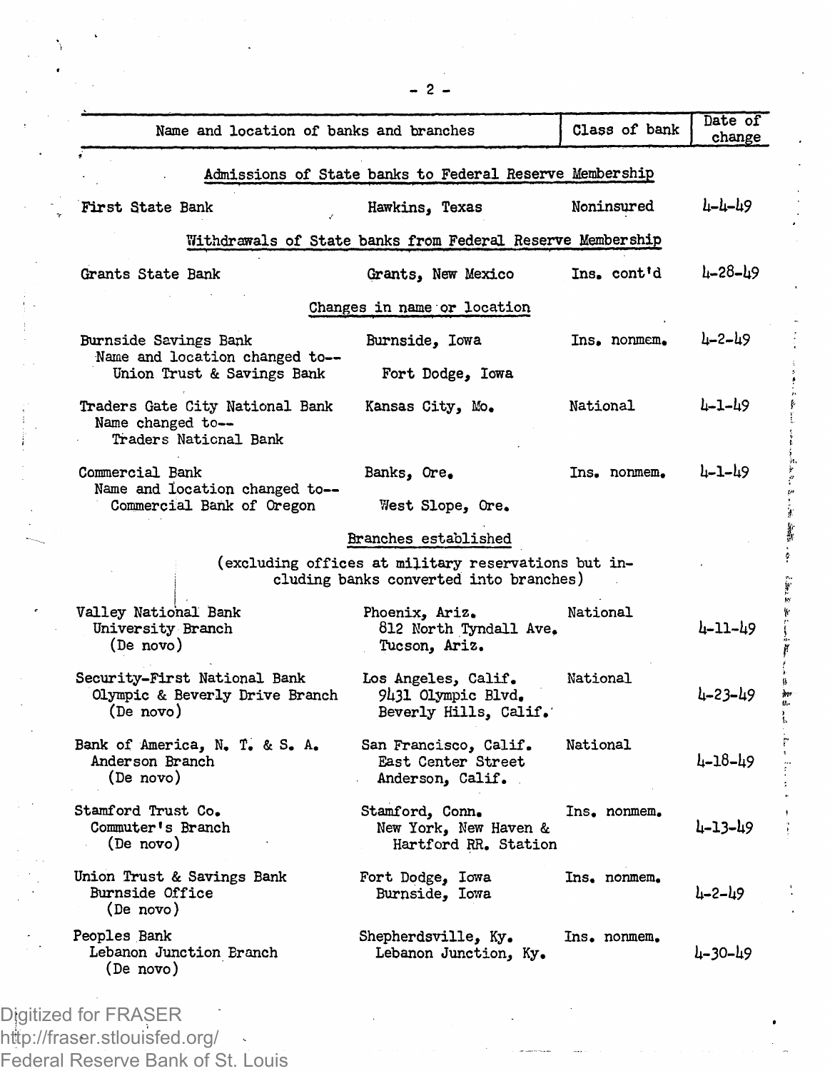| Name and location of banks and branches | | Class of bank | Date of change |
|---|---|---|---|
| **Admissions of State banks to Federal Reserve Membership** | | | |
| First State Bank | Hawkins, Texas | Noninsured | 4-4-49 |
| **Withdrawals of State banks from Federal Reserve Membership** | | | |
| Grants State Bank | Grants, New Mexico | Ins. cont'd | 4-28-49 |
| **Changes in name or location** | | | |
| Burnside Savings Bank<br>Name and location changed to--<br>Union Trust & Savings Bank | Burnside, Iowa<br><br>Fort Dodge, Iowa | Ins. nonmem. | 4-2-49 |
| Traders Gate City National Bank<br>Name changed to--<br>Traders National Bank | Kansas City, Mo. | National | 4-1-49 |
| Commercial Bank<br>Name and location changed to--<br>Commercial Bank of Oregon | Banks, Ore.<br><br>West Slope, Ore. | Ins. nonmem. | 4-1-49 |
| **Branches established**<br>(excluding offices at military reservations but including banks converted into branches) | | | |
| Valley National Bank<br>University Branch<br>(De novo) | Phoenix, Ariz.<br>812 North Tyndall Ave.<br>Tucson, Ariz. | National | 4-11-49 |
| Security-First National Bank<br>Olympic & Beverly Drive Branch<br>(De novo) | Los Angeles, Calif.<br>9431 Olympic Blvd.<br>Beverly Hills, Calif. | National | 4-23-49 |
| Bank of America, N. T. & S. A.<br>Anderson Branch<br>(De novo) | San Francisco, Calif.<br>East Center Street<br>Anderson, Calif. | National | 4-18-49 |
| Stamford Trust Co.<br>Commuter's Branch<br>(De novo) | Stamford, Conn.<br>New York, New Haven &<br>Hartford RR. Station | Ins. nonmem. | 4-13-49 |
| Union Trust & Savings Bank<br>Burnside Office<br>(De novo) | Fort Dodge, Iowa<br>Burnside, Iowa | Ins. nonmem. | 4-2-49 |
| Peoples Bank<br>Lebanon Junction Branch<br>(De novo) | Shepherdsville, Ky.<br>Lebanon Junction, Ky. | Ins. nonmem. | 4-30-49 |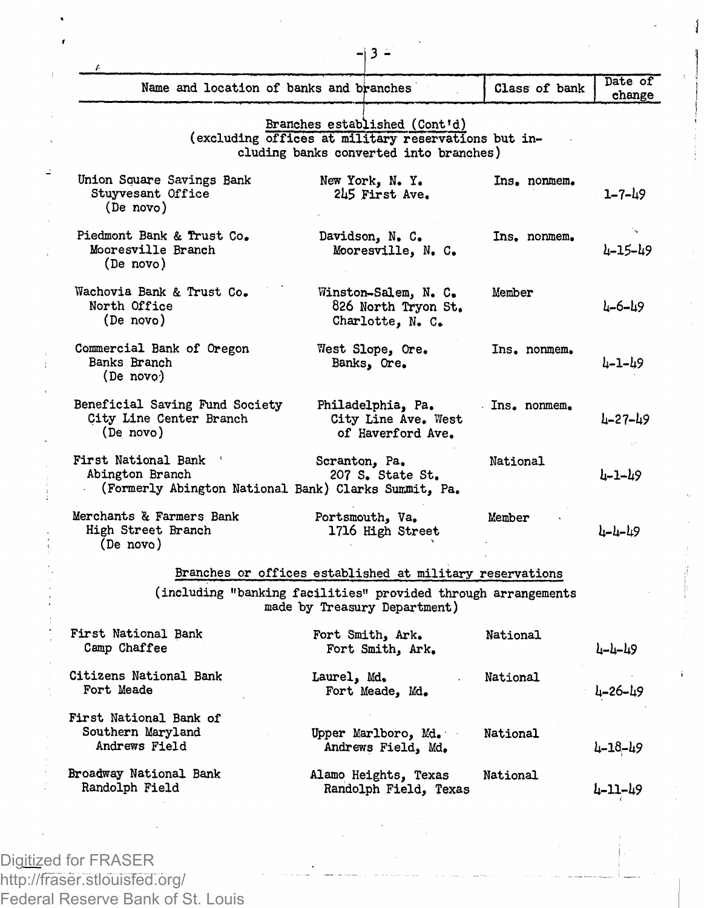| Name and location of banks and branches | | Class of bank | Date of change |
|---|---|---|---|
| **Branches established (Cont'd)** (excluding offices at military reservations but including banks converted into branches) | | | |
| Union Square Savings Bank<br>Stuyvesant Office<br>(De novo) | New York, N. Y.<br>245 First Ave. | Ins. nonmem. | 1-7-49 |
| Piedmont Bank & Trust Co.<br>Mooresville Branch<br>(De novo) | Davidson, N. C.<br>Mooresville, N. C. | Ins. nonmem. | 4-15-49 |
| Wachovia Bank & Trust Co.<br>North Office<br>(De novo) | Winston-Salem, N. C.<br>826 North Tryon St.<br>Charlotte, N. C. | Member | 4-6-49 |
| Commercial Bank of Oregon<br>Banks Branch<br>(De novo) | West Slope, Ore.<br>Banks, Ore. | Ins. nonmem. | 4-1-49 |
| Beneficial Saving Fund Society<br>City Line Center Branch<br>(De novo) | Philadelphia, Pa.<br>City Line Ave. West of Haverford Ave. | Ins. nonmem. | 4-27-49 |
| First National Bank<br>Abington Branch<br>(Formerly Abington National Bank) | Scranton, Pa.<br>207 S. State St.<br>Clarks Summit, Pa. | National | 4-1-49 |
| Merchants & Farmers Bank<br>High Street Branch<br>(De novo) | Portsmouth, Va.<br>1716 High Street | Member | 4-4-49 |
| **Branches or offices established at military reservations** (including "banking facilities" provided through arrangements made by Treasury Department) | | | |
| First National Bank<br>Camp Chaffee | Fort Smith, Ark.<br>Fort Smith, Ark. | National | 4-4-49 |
| Citizens National Bank<br>Fort Meade | Laurel, Md.<br>Fort Meade, Md. | National | 4-26-49 |
| First National Bank of Southern Maryland<br>Andrews Field | Upper Marlboro, Md.<br>Andrews Field, Md. | National | 4-18-49 |
| Broadway National Bank<br>Randolph Field | Alamo Heights, Texas<br>Randolph Field, Texas | National | 4-11-49 |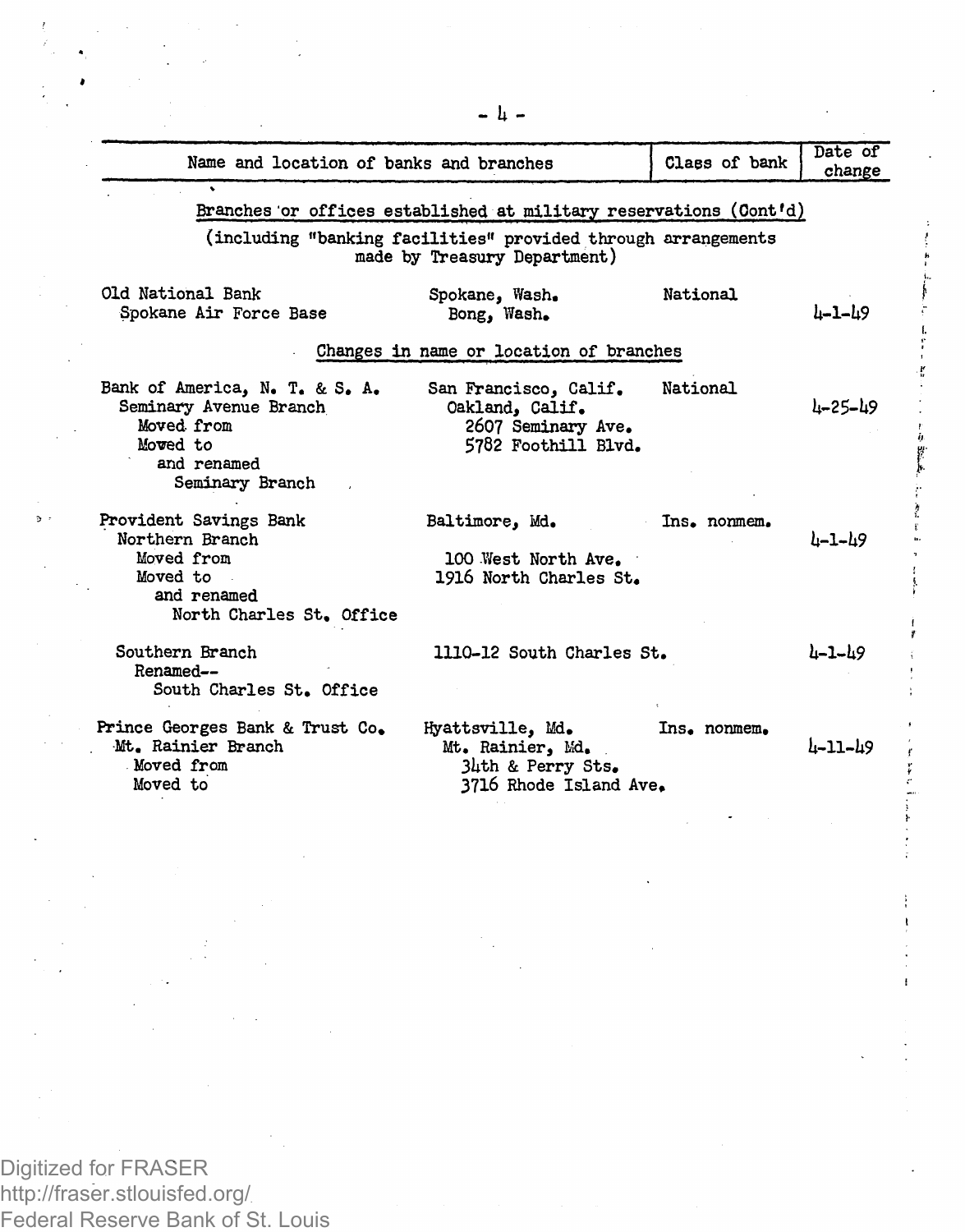| Name and location of banks and branches | | Class of bank | Date of change |
|---|---|---|---|
| **Branches or offices established at military reservations (Cont'd)** | | | |
| (including "banking facilities" provided through arrangements made by Treasury Department) | | | |
| Old National Bank | Spokane, Wash. | National | |
| Spokane Air Force Base | Bong, Wash. | | 4-1-49 |
| **Changes in name or location of branches** | | | |
| Bank of America, N. T. & S. A. | San Francisco, Calif. | National | |
| Seminary Avenue Branch | Oakland, Calif. | | 4-25-49 |
| Moved from | 2607 Seminary Ave. | | |
| Moved to | 5782 Foothill Blvd. | | |
| and renamed Seminary Branch | | | |
| Provident Savings Bank | Baltimore, Md. | Ins. nonmem. | |
| Northern Branch | | | 4-1-49 |
| Moved from | 100 West North Ave. | | |
| Moved to | 1916 North Charles St. | | |
| and renamed North Charles St. Office | | | |
| Southern Branch | 1110-12 South Charles St. | | 4-1-49 |
| Renamed-- South Charles St. Office | | | |
| Prince Georges Bank & Trust Co. | Hyattsville, Md. | Ins. nonmem. | |
| Mt. Rainier Branch | Mt. Rainier, Md. | | 4-11-49 |
| Moved from | 34th & Perry Sts. | | |
| Moved to | 3716 Rhode Island Ave. | | |